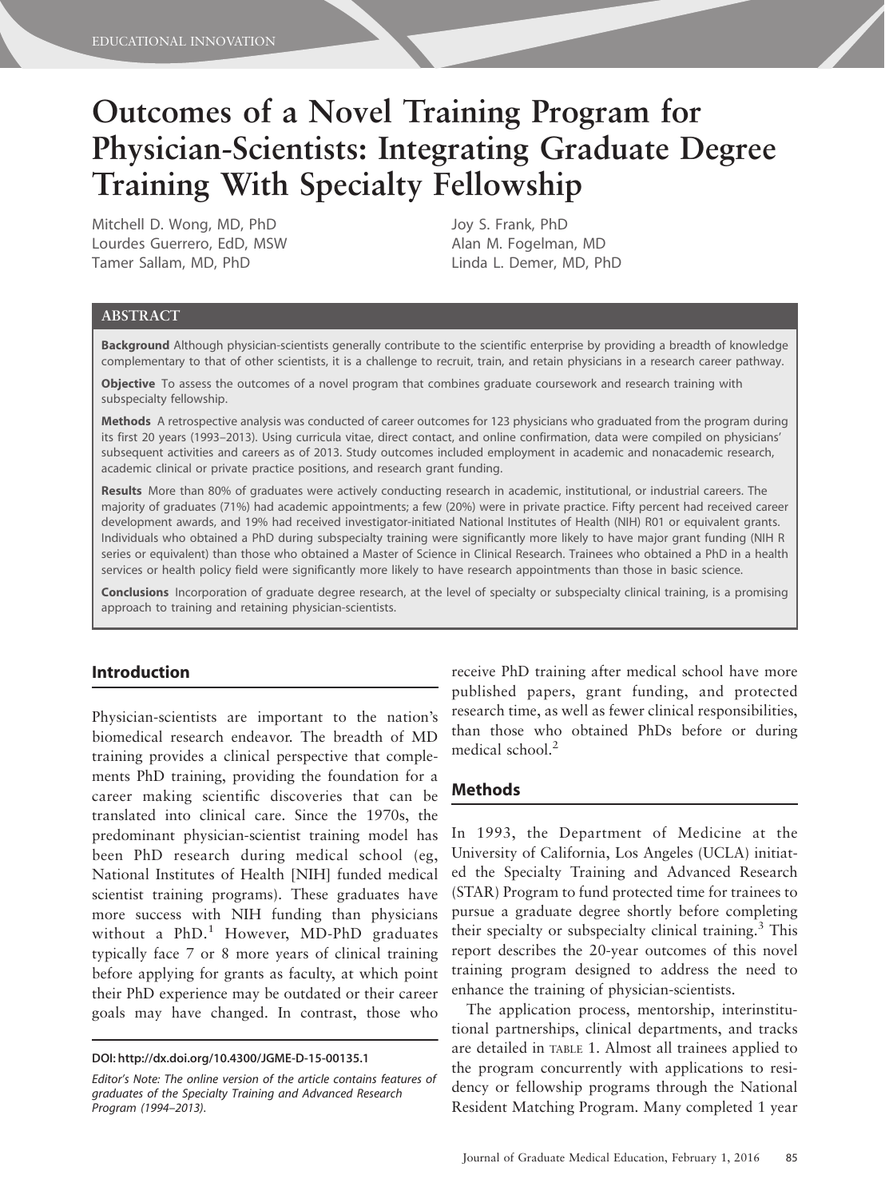# Outcomes of a Novel Training Program for Physician-Scientists: Integrating Graduate Degree Training With Specialty Fellowship

Mitchell D. Wong, MD, PhD
Lourdes Guerrero, EdD, MSW
Tamer Sallam, MD, PhD
Joy S. Frank, PhD
Alan M. Fogelman, MD
Linda L. Demer, MD, PhD

## ABSTRACT

**Background** Although physician-scientists generally contribute to the scientific enterprise by providing a breadth of knowledge complementary to that of other scientists, it is a challenge to recruit, train, and retain physicians in a research career pathway.

**Objective** To assess the outcomes of a novel program that combines graduate coursework and research training with subspecialty fellowship.

**Methods** A retrospective analysis was conducted of career outcomes for 123 physicians who graduated from the program during its first 20 years (1993–2013). Using curricula vitae, direct contact, and online confirmation, data were compiled on physicians' subsequent activities and careers as of 2013. Study outcomes included employment in academic and nonacademic research, academic clinical or private practice positions, and research grant funding.

**Results** More than 80% of graduates were actively conducting research in academic, institutional, or industrial careers. The majority of graduates (71%) had academic appointments; a few (20%) were in private practice. Fifty percent had received career development awards, and 19% had received investigator-initiated National Institutes of Health (NIH) R01 or equivalent grants. Individuals who obtained a PhD during subspecialty training were significantly more likely to have major grant funding (NIH R series or equivalent) than those who obtained a Master of Science in Clinical Research. Trainees who obtained a PhD in a health services or health policy field were significantly more likely to have research appointments than those in basic science.

**Conclusions** Incorporation of graduate degree research, at the level of specialty or subspecialty clinical training, is a promising approach to training and retaining physician-scientists.

## Introduction

Physician-scientists are important to the nation's biomedical research endeavor. The breadth of MD training provides a clinical perspective that complements PhD training, providing the foundation for a career making scientific discoveries that can be translated into clinical care. Since the 1970s, the predominant physician-scientist training model has been PhD research during medical school (eg, National Institutes of Health [NIH] funded medical scientist training programs). These graduates have more success with NIH funding than physicians without a PhD.[1] However, MD-PhD graduates typically face 7 or 8 more years of clinical training before applying for grants as faculty, at which point their PhD experience may be outdated or their career goals may have changed. In contrast, those who receive PhD training after medical school have more published papers, grant funding, and protected research time, as well as fewer clinical responsibilities, than those who obtained PhDs before or during medical school.[2]

DOI: http://dx.doi.org/10.4300/JGME-D-15-00135.1

*Editor's Note: The online version of the article contains features of graduates of the Specialty Training and Advanced Research Program (1994–2013).*

## Methods

In 1993, the Department of Medicine at the University of California, Los Angeles (UCLA) initiated the Specialty Training and Advanced Research (STAR) Program to fund protected time for trainees to pursue a graduate degree shortly before completing their specialty or subspecialty clinical training.[3] This report describes the 20-year outcomes of this novel training program designed to address the need to enhance the training of physician-scientists.

The application process, mentorship, interinstitutional partnerships, clinical departments, and tracks are detailed in TABLE 1. Almost all trainees applied to the program concurrently with applications to residency or fellowship programs through the National Resident Matching Program. Many completed 1 year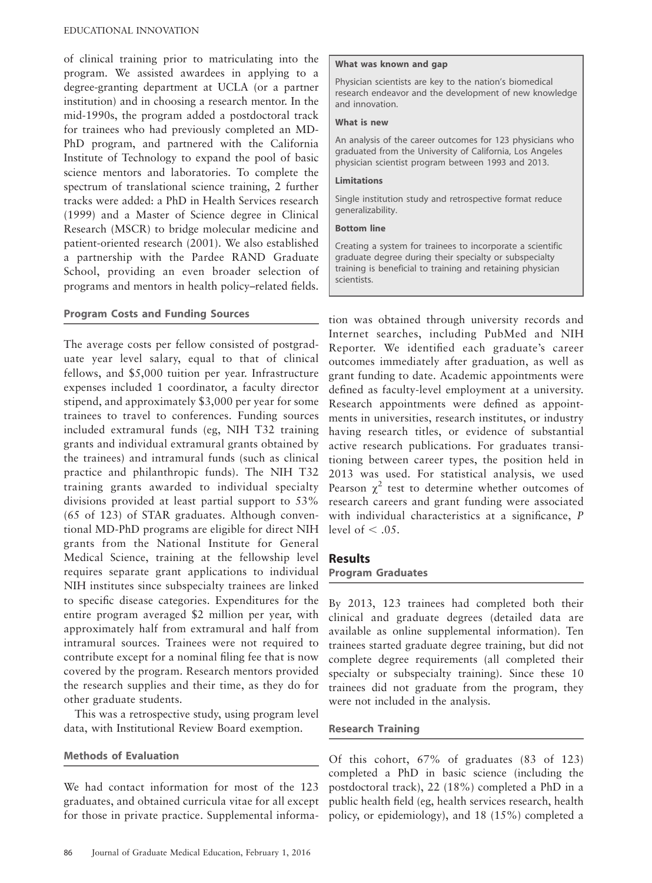of clinical training prior to matriculating into the program. We assisted awardees in applying to a degree-granting department at UCLA (or a partner institution) and in choosing a research mentor. In the mid-1990s, the program added a postdoctoral track for trainees who had previously completed an MD-PhD program, and partnered with the California Institute of Technology to expand the pool of basic science mentors and laboratories. To complete the spectrum of translational science training, 2 further tracks were added: a PhD in Health Services research (1999) and a Master of Science degree in Clinical Research (MSCR) to bridge molecular medicine and patient-oriented research (2001). We also established a partnership with the Pardee RAND Graduate School, providing an even broader selection of programs and mentors in health policy–related fields.

**What was known and gap**

Physician scientists are key to the nation's biomedical research endeavor and the development of new knowledge and innovation.

**What is new**

An analysis of the career outcomes for 123 physicians who graduated from the University of California, Los Angeles physician scientist program between 1993 and 2013.

**Limitations**

Single institution study and retrospective format reduce generalizability.

**Bottom line**

Creating a system for trainees to incorporate a scientific graduate degree during their specialty or subspecialty training is beneficial to training and retaining physician scientists.

### Program Costs and Funding Sources

The average costs per fellow consisted of postgraduate year level salary, equal to that of clinical fellows, and $5,000 tuition per year. Infrastructure expenses included 1 coordinator, a faculty director stipend, and approximately $3,000 per year for some trainees to travel to conferences. Funding sources included extramural funds (eg, NIH T32 training grants and individual extramural grants obtained by the trainees) and intramural funds (such as clinical practice and philanthropic funds). The NIH T32 training grants awarded to individual specialty divisions provided at least partial support to 53% (65 of 123) of STAR graduates. Although conventional MD-PhD programs are eligible for direct NIH grants from the National Institute for General Medical Science, training at the fellowship level requires separate grant applications to individual NIH institutes since subspecialty trainees are linked to specific disease categories. Expenditures for the entire program averaged $2 million per year, with approximately half from extramural and half from intramural sources. Trainees were not required to contribute except for a nominal filing fee that is now covered by the program. Research mentors provided the research supplies and their time, as they do for other graduate students.

This was a retrospective study, using program level data, with Institutional Review Board exemption.

### Methods of Evaluation

We had contact information for most of the 123 graduates, and obtained curricula vitae for all except for those in private practice. Supplemental information was obtained through university records and Internet searches, including PubMed and NIH Reporter. We identified each graduate's career outcomes immediately after graduation, as well as grant funding to date. Academic appointments were defined as faculty-level employment at a university. Research appointments were defined as appointments in universities, research institutes, or industry having research titles, or evidence of substantial active research publications. For graduates transitioning between career types, the position held in 2013 was used. For statistical analysis, we used Pearson $\chi^2$ test to determine whether outcomes of research careers and grant funding were associated with individual characteristics at a significance, $P$ level of $< .05$.

## Results

### Program Graduates

By 2013, 123 trainees had completed both their clinical and graduate degrees (detailed data are available as online supplemental information). Ten trainees started graduate degree training, but did not complete degree requirements (all completed their specialty or subspecialty training). Since these 10 trainees did not graduate from the program, they were not included in the analysis.

### Research Training

Of this cohort, 67% of graduates (83 of 123) completed a PhD in basic science (including the postdoctoral track), 22 (18%) completed a PhD in a public health field (eg, health services research, health policy, or epidemiology), and 18 (15%) completed a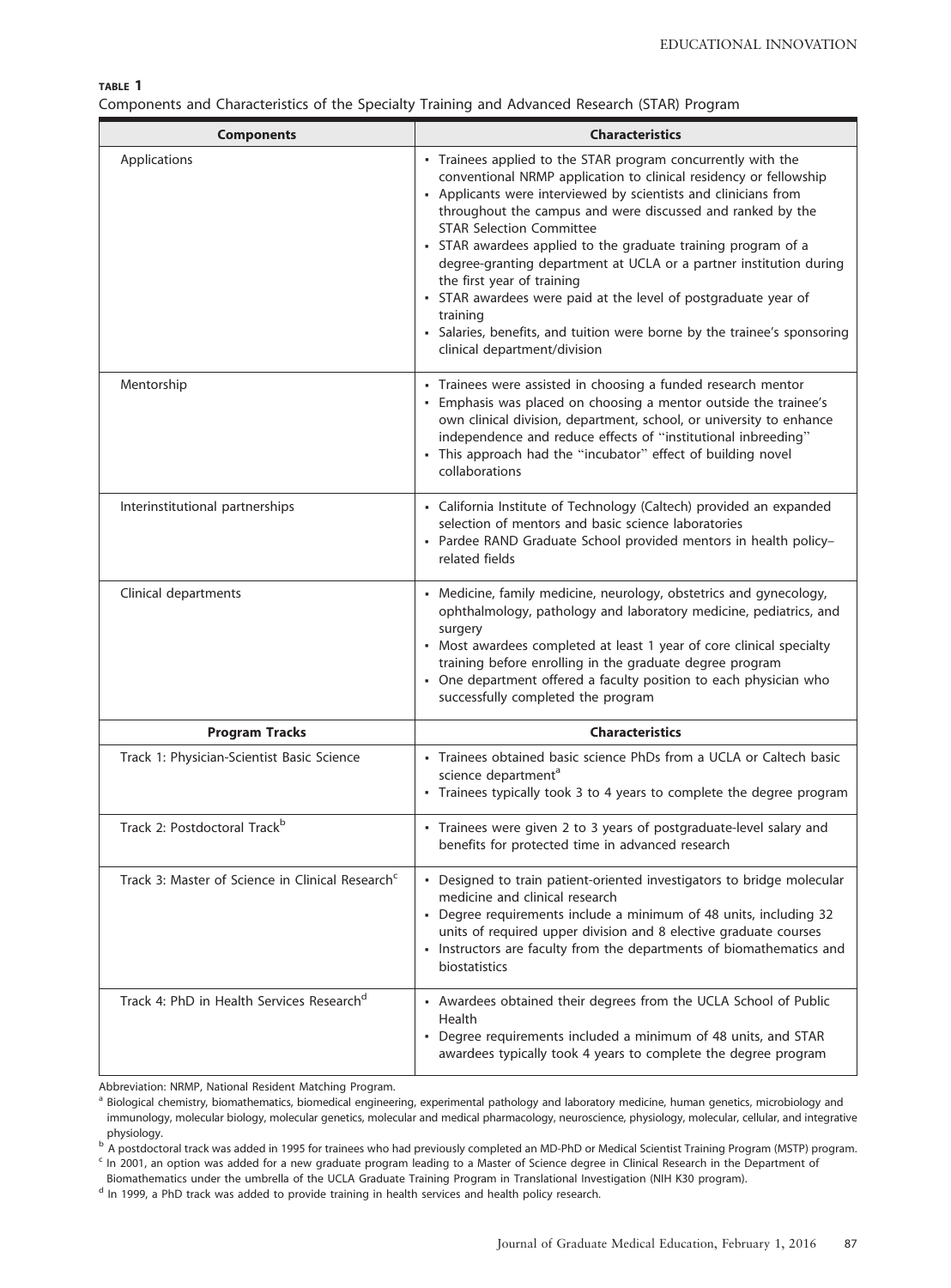**TABLE 1**
Components and Characteristics of the Specialty Training and Advanced Research (STAR) Program

| Components | Characteristics |
| --- | --- |
| Applications | • Trainees applied to the STAR program concurrently with the conventional NRMP application to clinical residency or fellowship<br>• Applicants were interviewed by scientists and clinicians from throughout the campus and were discussed and ranked by the STAR Selection Committee<br>• STAR awardees applied to the graduate training program of a degree-granting department at UCLA or a partner institution during the first year of training<br>• STAR awardees were paid at the level of postgraduate year of training<br>• Salaries, benefits, and tuition were borne by the trainee's sponsoring clinical department/division |
| Mentorship | • Trainees were assisted in choosing a funded research mentor<br>• Emphasis was placed on choosing a mentor outside the trainee's own clinical division, department, school, or university to enhance independence and reduce effects of "institutional inbreeding"<br>• This approach had the "incubator" effect of building novel collaborations |
| Interinstitutional partnerships | • California Institute of Technology (Caltech) provided an expanded selection of mentors and basic science laboratories<br>• Pardee RAND Graduate School provided mentors in health policy–related fields |
| Clinical departments | • Medicine, family medicine, neurology, obstetrics and gynecology, ophthalmology, pathology and laboratory medicine, pediatrics, and surgery<br>• Most awardees completed at least 1 year of core clinical specialty training before enrolling in the graduate degree program<br>• One department offered a faculty position to each physician who successfully completed the program |
| **Program Tracks** | **Characteristics** |
| Track 1: Physician-Scientist Basic Science | • Trainees obtained basic science PhDs from a UCLA or Caltech basic science department[a]<br>• Trainees typically took 3 to 4 years to complete the degree program |
| Track 2: Postdoctoral Track[b] | • Trainees were given 2 to 3 years of postgraduate-level salary and benefits for protected time in advanced research |
| Track 3: Master of Science in Clinical Research[c] | • Designed to train patient-oriented investigators to bridge molecular medicine and clinical research<br>• Degree requirements include a minimum of 48 units, including 32 units of required upper division and 8 elective graduate courses<br>• Instructors are faculty from the departments of biomathematics and biostatistics |
| Track 4: PhD in Health Services Research[d] | • Awardees obtained their degrees from the UCLA School of Public Health<br>• Degree requirements included a minimum of 48 units, and STAR awardees typically took 4 years to complete the degree program |

Abbreviation: NRMP, National Resident Matching Program.

[a] Biological chemistry, biomathematics, biomedical engineering, experimental pathology and laboratory medicine, human genetics, microbiology and immunology, molecular biology, molecular genetics, molecular and medical pharmacology, neuroscience, physiology, molecular, cellular, and integrative physiology.

[b] A postdoctoral track was added in 1995 for trainees who had previously completed an MD-PhD or Medical Scientist Training Program (MSTP) program.

[c] In 2001, an option was added for a new graduate program leading to a Master of Science degree in Clinical Research in the Department of Biomathematics under the umbrella of the UCLA Graduate Training Program in Translational Investigation (NIH K30 program).

[d] In 1999, a PhD track was added to provide training in health services and health policy research.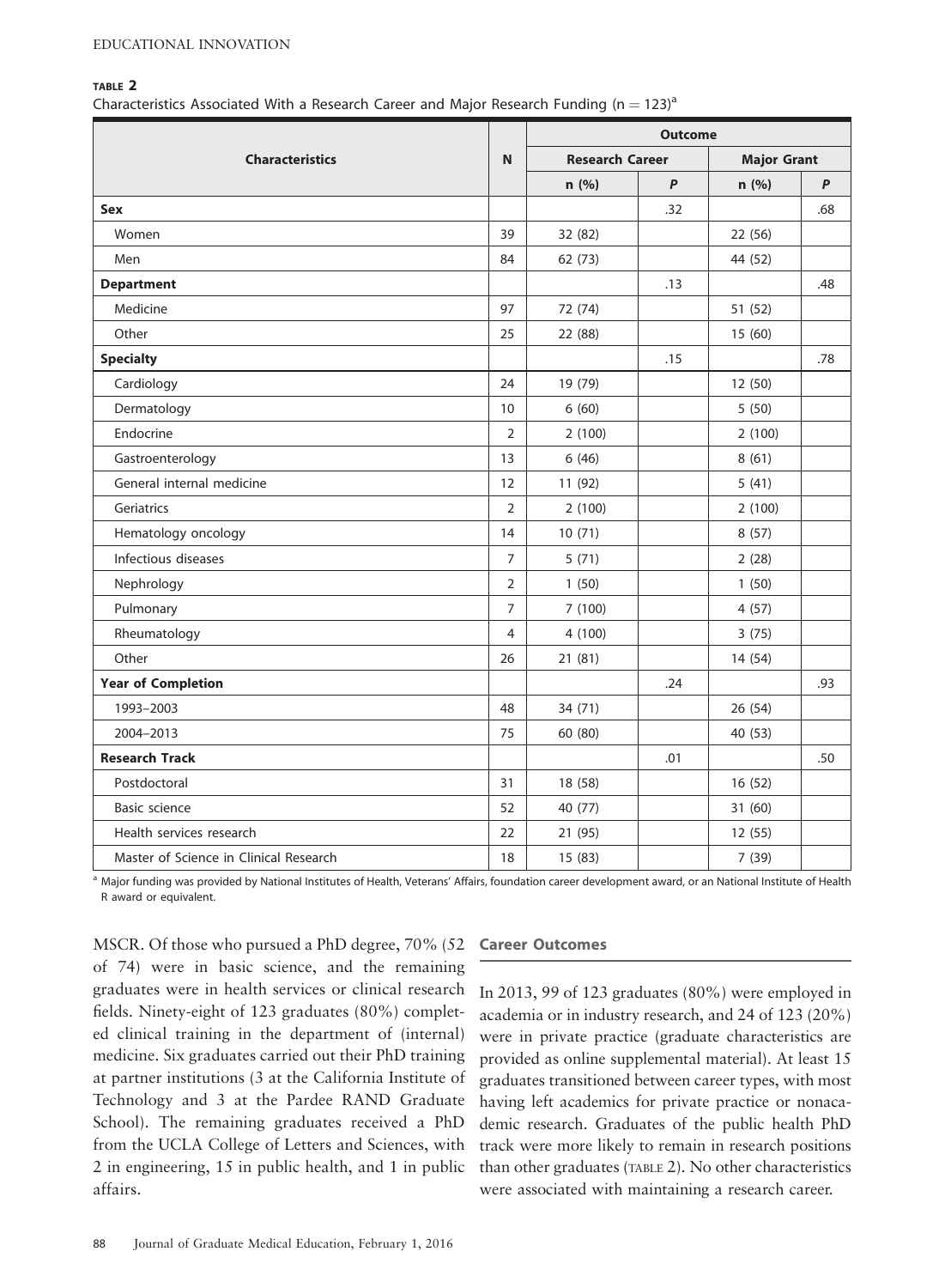**TABLE 2**

Characteristics Associated With a Research Career and Major Research Funding (n = 123)[a]

| Characteristics | N | Outcome | | | |
|---|---|---|---|---|---|
| | | Research Career | | Major Grant | |
| | | n (%) | *P* | n (%) | *P* |
| **Sex** | | | .32 | | .68 |
| Women | 39 | 32 (82) | | 22 (56) | |
| Men | 84 | 62 (73) | | 44 (52) | |
| **Department** | | | .13 | | .48 |
| Medicine | 97 | 72 (74) | | 51 (52) | |
| Other | 25 | 22 (88) | | 15 (60) | |
| **Specialty** | | | .15 | | .78 |
| Cardiology | 24 | 19 (79) | | 12 (50) | |
| Dermatology | 10 | 6 (60) | | 5 (50) | |
| Endocrine | 2 | 2 (100) | | 2 (100) | |
| Gastroenterology | 13 | 6 (46) | | 8 (61) | |
| General internal medicine | 12 | 11 (92) | | 5 (41) | |
| Geriatrics | 2 | 2 (100) | | 2 (100) | |
| Hematology oncology | 14 | 10 (71) | | 8 (57) | |
| Infectious diseases | 7 | 5 (71) | | 2 (28) | |
| Nephrology | 2 | 1 (50) | | 1 (50) | |
| Pulmonary | 7 | 7 (100) | | 4 (57) | |
| Rheumatology | 4 | 4 (100) | | 3 (75) | |
| Other | 26 | 21 (81) | | 14 (54) | |
| **Year of Completion** | | | .24 | | .93 |
| 1993–2003 | 48 | 34 (71) | | 26 (54) | |
| 2004–2013 | 75 | 60 (80) | | 40 (53) | |
| **Research Track** | | | .01 | | .50 |
| Postdoctoral | 31 | 18 (58) | | 16 (52) | |
| Basic science | 52 | 40 (77) | | 31 (60) | |
| Health services research | 22 | 21 (95) | | 12 (55) | |
| Master of Science in Clinical Research | 18 | 15 (83) | | 7 (39) | |

[a] Major funding was provided by National Institutes of Health, Veterans' Affairs, foundation career development award, or an National Institute of Health R award or equivalent.

MSCR. Of those who pursued a PhD degree, 70% (52 of 74) were in basic science, and the remaining graduates were in health services or clinical research fields. Ninety-eight of 123 graduates (80%) completed clinical training in the department of (internal) medicine. Six graduates carried out their PhD training at partner institutions (3 at the California Institute of Technology and 3 at the Pardee RAND Graduate School). The remaining graduates received a PhD from the UCLA College of Letters and Sciences, with 2 in engineering, 15 in public health, and 1 in public affairs.

## Career Outcomes

In 2013, 99 of 123 graduates (80%) were employed in academia or in industry research, and 24 of 123 (20%) were in private practice (graduate characteristics are provided as online supplemental material). At least 15 graduates transitioned between career types, with most having left academics for private practice or nonacademic research. Graduates of the public health PhD track were more likely to remain in research positions than other graduates (TABLE 2). No other characteristics were associated with maintaining a research career.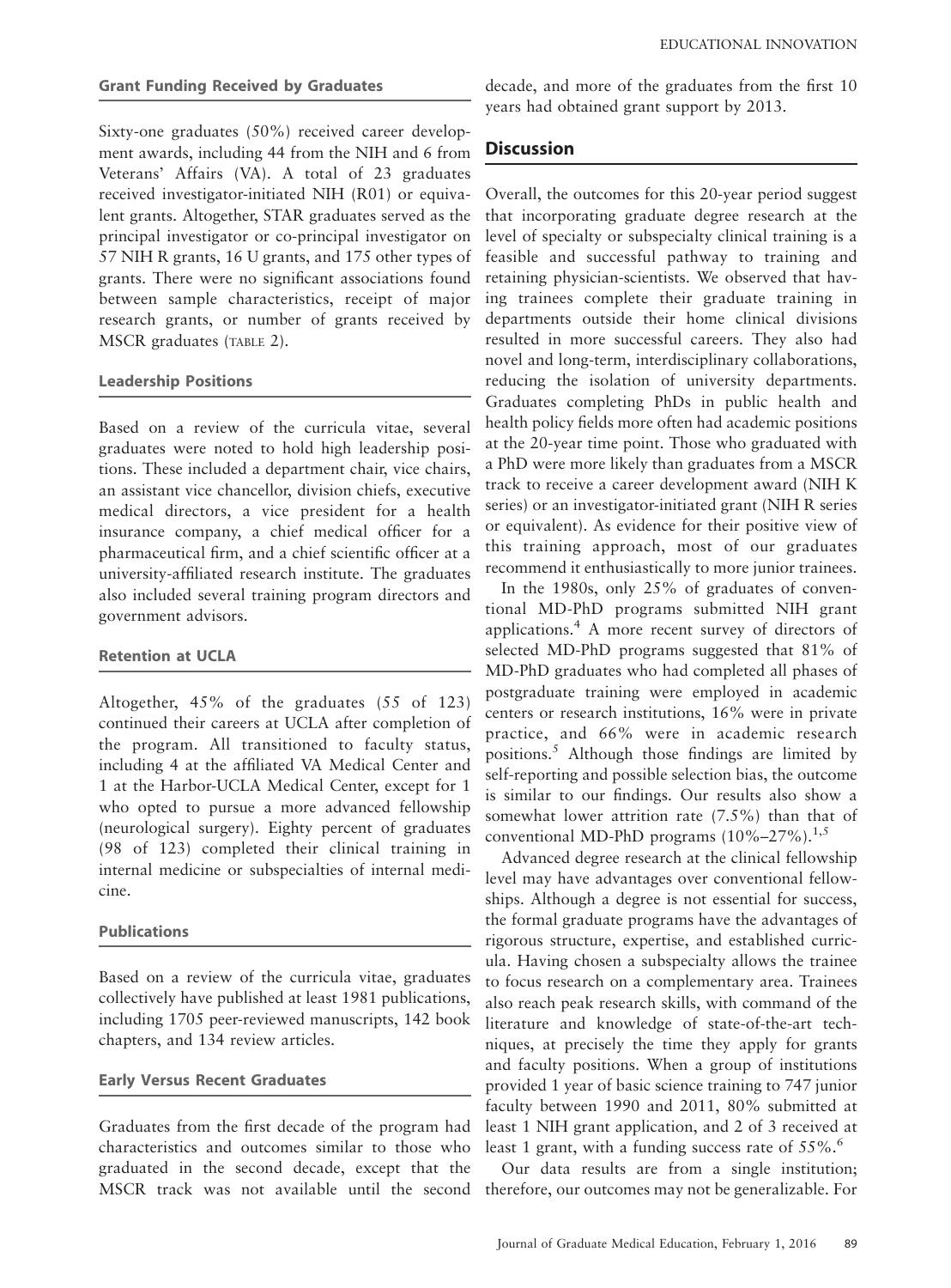### Grant Funding Received by Graduates

Sixty-one graduates (50%) received career development awards, including 44 from the NIH and 6 from Veterans' Affairs (VA). A total of 23 graduates received investigator-initiated NIH (R01) or equivalent grants. Altogether, STAR graduates served as the principal investigator or co-principal investigator on 57 NIH R grants, 16 U grants, and 175 other types of grants. There were no significant associations found between sample characteristics, receipt of major research grants, or number of grants received by MSCR graduates (TABLE 2).

### Leadership Positions

Based on a review of the curricula vitae, several graduates were noted to hold high leadership positions. These included a department chair, vice chairs, an assistant vice chancellor, division chiefs, executive medical directors, a vice president for a health insurance company, a chief medical officer for a pharmaceutical firm, and a chief scientific officer at a university-affiliated research institute. The graduates also included several training program directors and government advisors.

### Retention at UCLA

Altogether, 45% of the graduates (55 of 123) continued their careers at UCLA after completion of the program. All transitioned to faculty status, including 4 at the affiliated VA Medical Center and 1 at the Harbor-UCLA Medical Center, except for 1 who opted to pursue a more advanced fellowship (neurological surgery). Eighty percent of graduates (98 of 123) completed their clinical training in internal medicine or subspecialties of internal medicine.

### Publications

Based on a review of the curricula vitae, graduates collectively have published at least 1981 publications, including 1705 peer-reviewed manuscripts, 142 book chapters, and 134 review articles.

### Early Versus Recent Graduates

Graduates from the first decade of the program had characteristics and outcomes similar to those who graduated in the second decade, except that the MSCR track was not available until the second decade, and more of the graduates from the first 10 years had obtained grant support by 2013.

## Discussion

Overall, the outcomes for this 20-year period suggest that incorporating graduate degree research at the level of specialty or subspecialty clinical training is a feasible and successful pathway to training and retaining physician-scientists. We observed that having trainees complete their graduate training in departments outside their home clinical divisions resulted in more successful careers. They also had novel and long-term, interdisciplinary collaborations, reducing the isolation of university departments. Graduates completing PhDs in public health and health policy fields more often had academic positions at the 20-year time point. Those who graduated with a PhD were more likely than graduates from a MSCR track to receive a career development award (NIH K series) or an investigator-initiated grant (NIH R series or equivalent). As evidence for their positive view of this training approach, most of our graduates recommend it enthusiastically to more junior trainees.

In the 1980s, only 25% of graduates of conventional MD-PhD programs submitted NIH grant applications.[4] A more recent survey of directors of selected MD-PhD programs suggested that 81% of MD-PhD graduates who had completed all phases of postgraduate training were employed in academic centers or research institutions, 16% were in private practice, and 66% were in academic research positions.[5] Although those findings are limited by self-reporting and possible selection bias, the outcome is similar to our findings. Our results also show a somewhat lower attrition rate (7.5%) than that of conventional MD-PhD programs (10%–27%).[1,5]

Advanced degree research at the clinical fellowship level may have advantages over conventional fellowships. Although a degree is not essential for success, the formal graduate programs have the advantages of rigorous structure, expertise, and established curricula. Having chosen a subspecialty allows the trainee to focus research on a complementary area. Trainees also reach peak research skills, with command of the literature and knowledge of state-of-the-art techniques, at precisely the time they apply for grants and faculty positions. When a group of institutions provided 1 year of basic science training to 747 junior faculty between 1990 and 2011, 80% submitted at least 1 NIH grant application, and 2 of 3 received at least 1 grant, with a funding success rate of 55%.[6]

Our data results are from a single institution; therefore, our outcomes may not be generalizable. For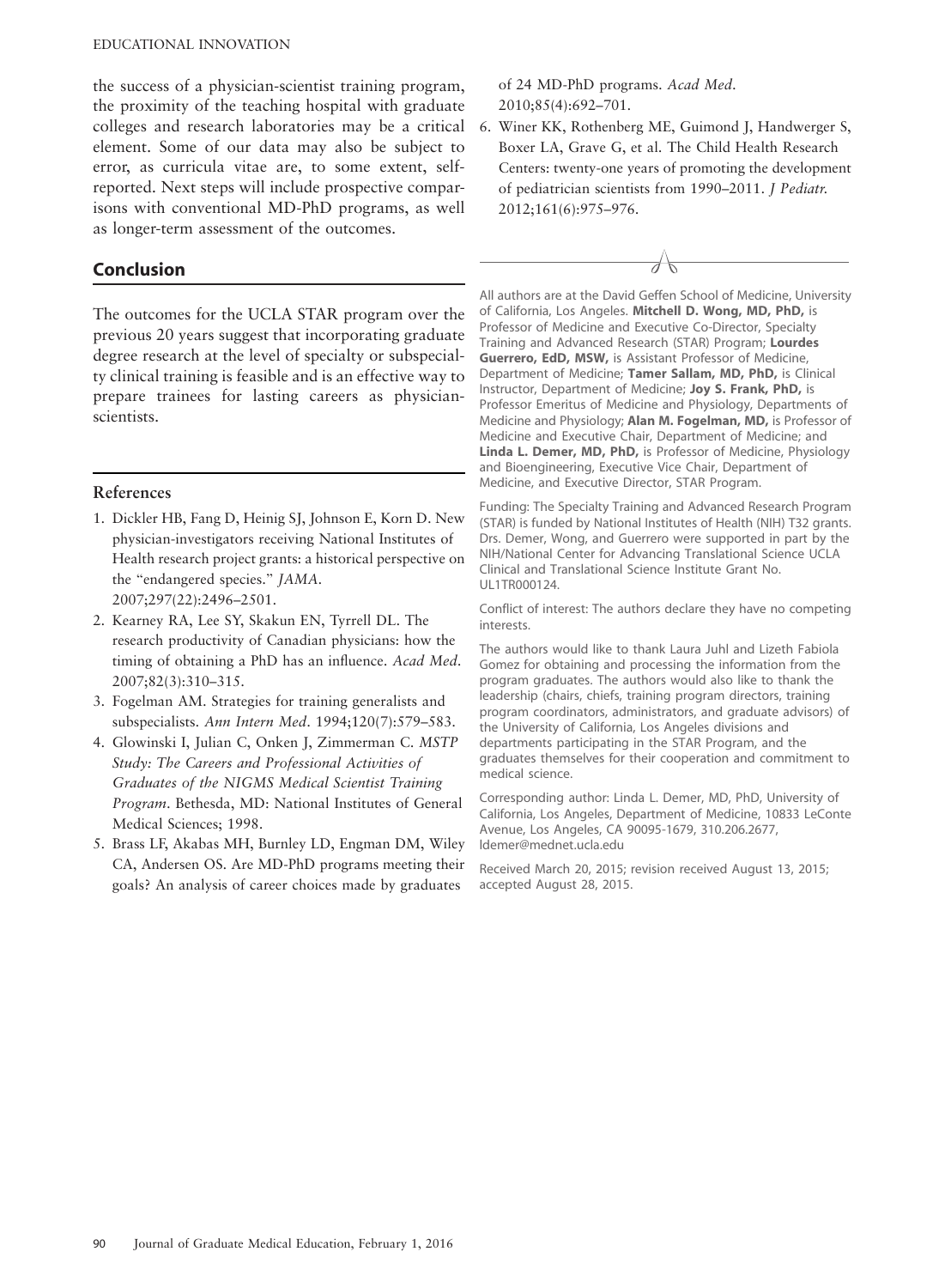the success of a physician-scientist training program, the proximity of the teaching hospital with graduate colleges and research laboratories may be a critical element. Some of our data may also be subject to error, as curricula vitae are, to some extent, self-reported. Next steps will include prospective comparisons with conventional MD-PhD programs, as well as longer-term assessment of the outcomes.

## Conclusion

The outcomes for the UCLA STAR program over the previous 20 years suggest that incorporating graduate degree research at the level of specialty or subspecialty clinical training is feasible and is an effective way to prepare trainees for lasting careers as physician-scientists.

### References

1. Dickler HB, Fang D, Heinig SJ, Johnson E, Korn D. New physician-investigators receiving National Institutes of Health research project grants: a historical perspective on the "endangered species." *JAMA*. 2007;297(22):2496–2501.
2. Kearney RA, Lee SY, Skakun EN, Tyrrell DL. The research productivity of Canadian physicians: how the timing of obtaining a PhD has an influence. *Acad Med*. 2007;82(3):310–315.
3. Fogelman AM. Strategies for training generalists and subspecialists. *Ann Intern Med*. 1994;120(7):579–583.
4. Glowinski I, Julian C, Onken J, Zimmerman C. *MSTP Study: The Careers and Professional Activities of Graduates of the NIGMS Medical Scientist Training Program*. Bethesda, MD: National Institutes of General Medical Sciences; 1998.
5. Brass LF, Akabas MH, Burnley LD, Engman DM, Wiley CA, Andersen OS. Are MD-PhD programs meeting their goals? An analysis of career choices made by graduates of 24 MD-PhD programs. *Acad Med*. 2010;85(4):692–701.
6. Winer KK, Rothenberg ME, Guimond J, Handwerger S, Boxer LA, Grave G, et al. The Child Health Research Centers: twenty-one years of promoting the development of pediatrician scientists from 1990–2011. *J Pediatr*. 2012;161(6):975–976.

---

All authors are at the David Geffen School of Medicine, University of California, Los Angeles. **Mitchell D. Wong, MD, PhD,** is Professor of Medicine and Executive Co-Director, Specialty Training and Advanced Research (STAR) Program; **Lourdes Guerrero, EdD, MSW,** is Assistant Professor of Medicine, Department of Medicine; **Tamer Sallam, MD, PhD,** is Clinical Instructor, Department of Medicine; **Joy S. Frank, PhD,** is Professor Emeritus of Medicine and Physiology, Departments of Medicine and Physiology; **Alan M. Fogelman, MD,** is Professor of Medicine and Executive Chair, Department of Medicine; and **Linda L. Demer, MD, PhD,** is Professor of Medicine, Physiology and Bioengineering, Executive Vice Chair, Department of Medicine, and Executive Director, STAR Program.

Funding: The Specialty Training and Advanced Research Program (STAR) is funded by National Institutes of Health (NIH) T32 grants. Drs. Demer, Wong, and Guerrero were supported in part by the NIH/National Center for Advancing Translational Science UCLA Clinical and Translational Science Institute Grant No. UL1TR000124.

Conflict of interest: The authors declare they have no competing interests.

The authors would like to thank Laura Juhl and Lizeth Fabiola Gomez for obtaining and processing the information from the program graduates. The authors would also like to thank the leadership (chairs, chiefs, training program directors, training program coordinators, administrators, and graduate advisors) of the University of California, Los Angeles divisions and departments participating in the STAR Program, and the graduates themselves for their cooperation and commitment to medical science.

Corresponding author: Linda L. Demer, MD, PhD, University of California, Los Angeles, Department of Medicine, 10833 LeConte Avenue, Los Angeles, CA 90095-1679, 310.206.2677, ldemer@mednet.ucla.edu

Received March 20, 2015; revision received August 13, 2015; accepted August 28, 2015.